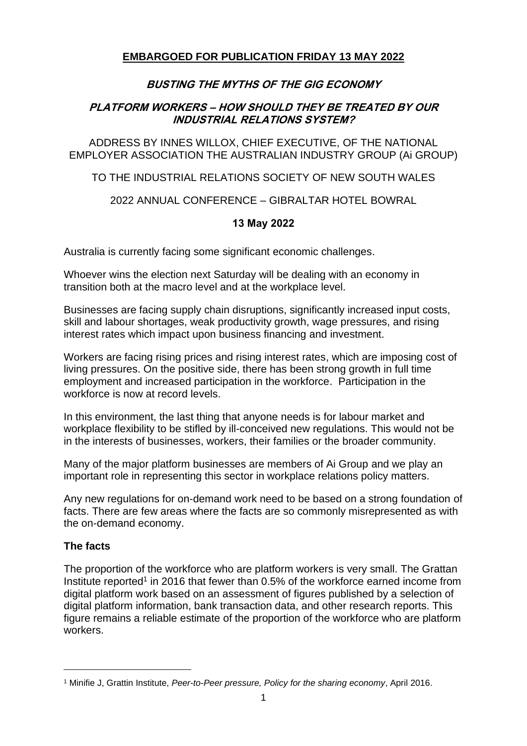**EMBARGOED FOR PUBLICATION FRIDAY 13 MAY 2022**

# *BUSTING THE MYTHS OF THE GIG ECONOMY*

## *PLATFORM WORKERS – HOW SHOULD THEY BE TREATED BY OUR INDUSTRIAL RELATIONS SYSTEM?*

ADDRESS BY INNES WILLOX, CHIEF EXECUTIVE, OF THE NATIONAL EMPLOYER ASSOCIATION THE AUSTRALIAN INDUSTRY GROUP (Ai GROUP)

TO THE INDUSTRIAL RELATIONS SOCIETY OF NEW SOUTH WALES

2022 ANNUAL CONFERENCE – GIBRALTAR HOTEL BOWRAL

**13 May 2022**

Australia is currently facing some significant economic challenges.

Whoever wins the election next Saturday will be dealing with an economy in transition both at the macro level and at the workplace level.

Businesses are facing supply chain disruptions, significantly increased input costs, skill and labour shortages, weak productivity growth, wage pressures, and rising interest rates which impact upon business financing and investment.

Workers are facing rising prices and rising interest rates, which are imposing cost of living pressures. On the positive side, there has been strong growth in full time employment and increased participation in the workforce. Participation in the workforce is now at record levels.

In this environment, the last thing that anyone needs is for labour market and workplace flexibility to be stifled by ill-conceived new regulations. This would not be in the interests of businesses, workers, their families or the broader community.

Many of the major platform businesses are members of Ai Group and we play an important role in representing this sector in workplace relations policy matters.

Any new regulations for on-demand work need to be based on a strong foundation of facts. There are few areas where the facts are so commonly misrepresented as with the on-demand economy.

### The facts

The proportion of the workforce who are platform workers is very small. The Grattan Institute reported[1] in 2016 that fewer than 0.5% of the workforce earned income from digital platform work based on an assessment of figures published by a selection of digital platform information, bank transaction data, and other research reports. This figure remains a reliable estimate of the proportion of the workforce who are platform workers.

---

[1] Minifie J, Grattin Institute, *Peer-to-Peer pressure, Policy for the sharing economy*, April 2016.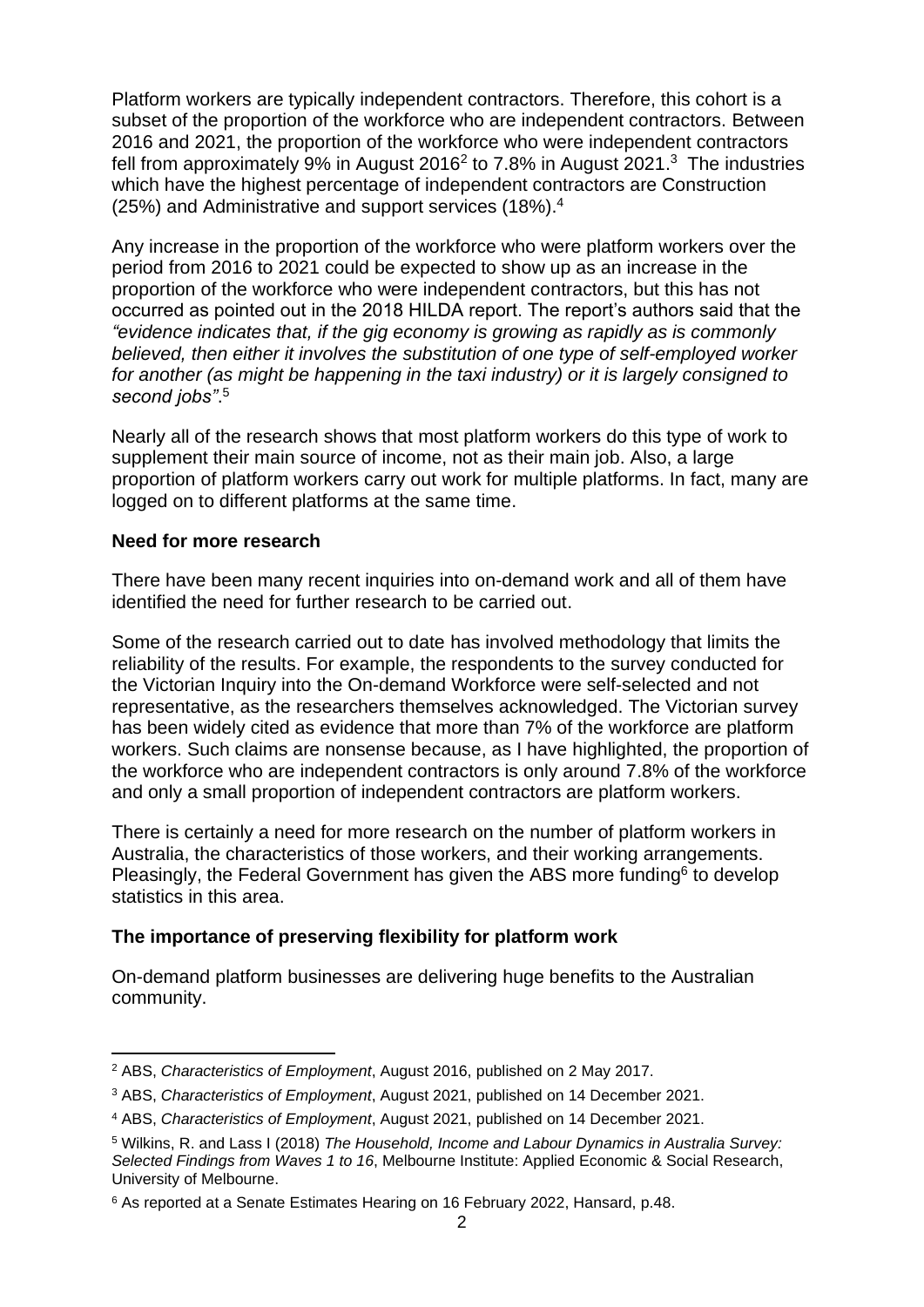Platform workers are typically independent contractors. Therefore, this cohort is a subset of the proportion of the workforce who are independent contractors. Between 2016 and 2021, the proportion of the workforce who were independent contractors fell from approximately 9% in August 2016[2] to 7.8% in August 2021.[3] The industries which have the highest percentage of independent contractors are Construction (25%) and Administrative and support services (18%).[4]

Any increase in the proportion of the workforce who were platform workers over the period from 2016 to 2021 could be expected to show up as an increase in the proportion of the workforce who were independent contractors, but this has not occurred as pointed out in the 2018 HILDA report. The report's authors said that the *"evidence indicates that, if the gig economy is growing as rapidly as is commonly believed, then either it involves the substitution of one type of self-employed worker for another (as might be happening in the taxi industry) or it is largely consigned to second jobs"*.[5]

Nearly all of the research shows that most platform workers do this type of work to supplement their main source of income, not as their main job. Also, a large proportion of platform workers carry out work for multiple platforms. In fact, many are logged on to different platforms at the same time.

**Need for more research**

There have been many recent inquiries into on-demand work and all of them have identified the need for further research to be carried out.

Some of the research carried out to date has involved methodology that limits the reliability of the results. For example, the respondents to the survey conducted for the Victorian Inquiry into the On-demand Workforce were self-selected and not representative, as the researchers themselves acknowledged. The Victorian survey has been widely cited as evidence that more than 7% of the workforce are platform workers. Such claims are nonsense because, as I have highlighted, the proportion of the workforce who are independent contractors is only around 7.8% of the workforce and only a small proportion of independent contractors are platform workers.

There is certainly a need for more research on the number of platform workers in Australia, the characteristics of those workers, and their working arrangements. Pleasingly, the Federal Government has given the ABS more funding[6] to develop statistics in this area.

**The importance of preserving flexibility for platform work**

On-demand platform businesses are delivering huge benefits to the Australian community.

---

[2] ABS, *Characteristics of Employment*, August 2016, published on 2 May 2017.

[3] ABS, *Characteristics of Employment*, August 2021, published on 14 December 2021.

[4] ABS, *Characteristics of Employment*, August 2021, published on 14 December 2021.

[5] Wilkins, R. and Lass I (2018) *The Household, Income and Labour Dynamics in Australia Survey: Selected Findings from Waves 1 to 16*, Melbourne Institute: Applied Economic & Social Research, University of Melbourne.

[6] As reported at a Senate Estimates Hearing on 16 February 2022, Hansard, p.48.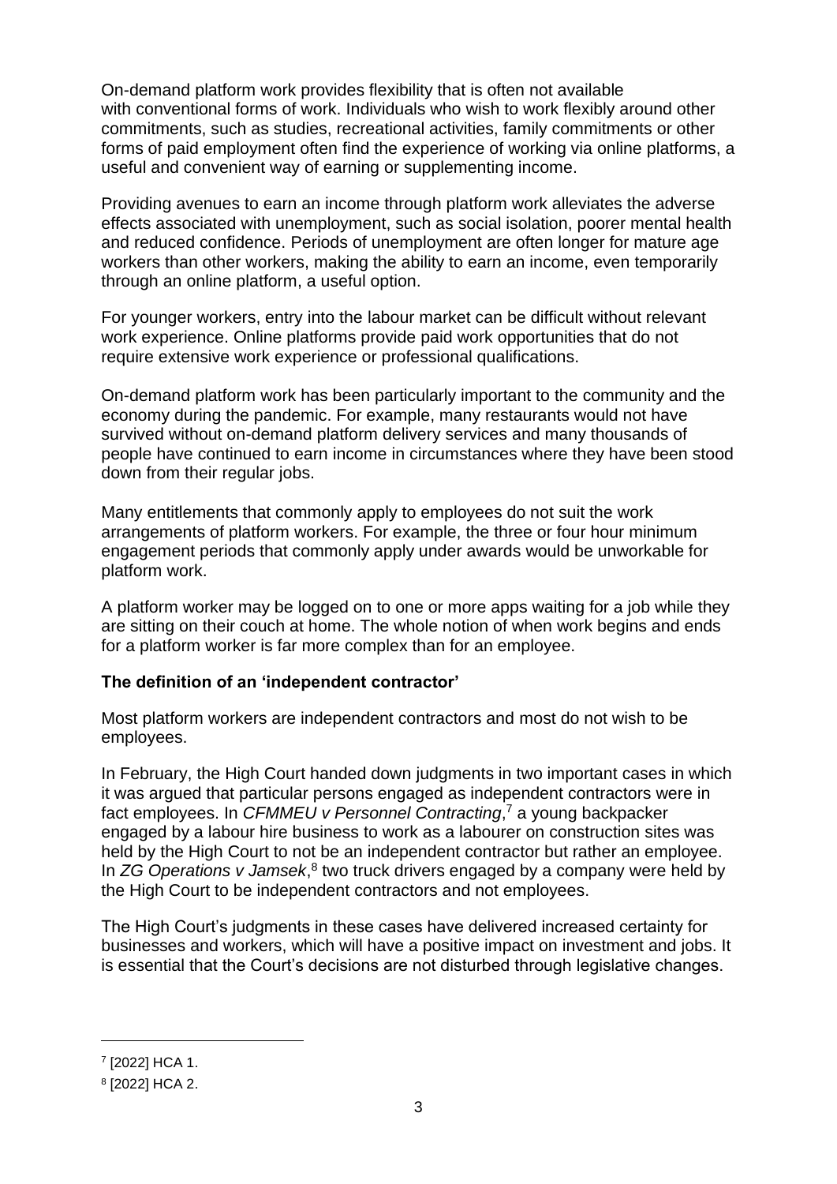On-demand platform work provides flexibility that is often not available with conventional forms of work. Individuals who wish to work flexibly around other commitments, such as studies, recreational activities, family commitments or other forms of paid employment often find the experience of working via online platforms, a useful and convenient way of earning or supplementing income.

Providing avenues to earn an income through platform work alleviates the adverse effects associated with unemployment, such as social isolation, poorer mental health and reduced confidence. Periods of unemployment are often longer for mature age workers than other workers, making the ability to earn an income, even temporarily through an online platform, a useful option.

For younger workers, entry into the labour market can be difficult without relevant work experience. Online platforms provide paid work opportunities that do not require extensive work experience or professional qualifications.

On-demand platform work has been particularly important to the community and the economy during the pandemic. For example, many restaurants would not have survived without on-demand platform delivery services and many thousands of people have continued to earn income in circumstances where they have been stood down from their regular jobs.

Many entitlements that commonly apply to employees do not suit the work arrangements of platform workers. For example, the three or four hour minimum engagement periods that commonly apply under awards would be unworkable for platform work.

A platform worker may be logged on to one or more apps waiting for a job while they are sitting on their couch at home. The whole notion of when work begins and ends for a platform worker is far more complex than for an employee.

**The definition of an 'independent contractor'**

Most platform workers are independent contractors and most do not wish to be employees.

In February, the High Court handed down judgments in two important cases in which it was argued that particular persons engaged as independent contractors were in fact employees. In *CFMMEU v Personnel Contracting*,[7] a young backpacker engaged by a labour hire business to work as a labourer on construction sites was held by the High Court to not be an independent contractor but rather an employee. In *ZG Operations v Jamsek*,[8] two truck drivers engaged by a company were held by the High Court to be independent contractors and not employees.

The High Court's judgments in these cases have delivered increased certainty for businesses and workers, which will have a positive impact on investment and jobs. It is essential that the Court's decisions are not disturbed through legislative changes.

---

[7] [2022] HCA 1.

[8] [2022] HCA 2.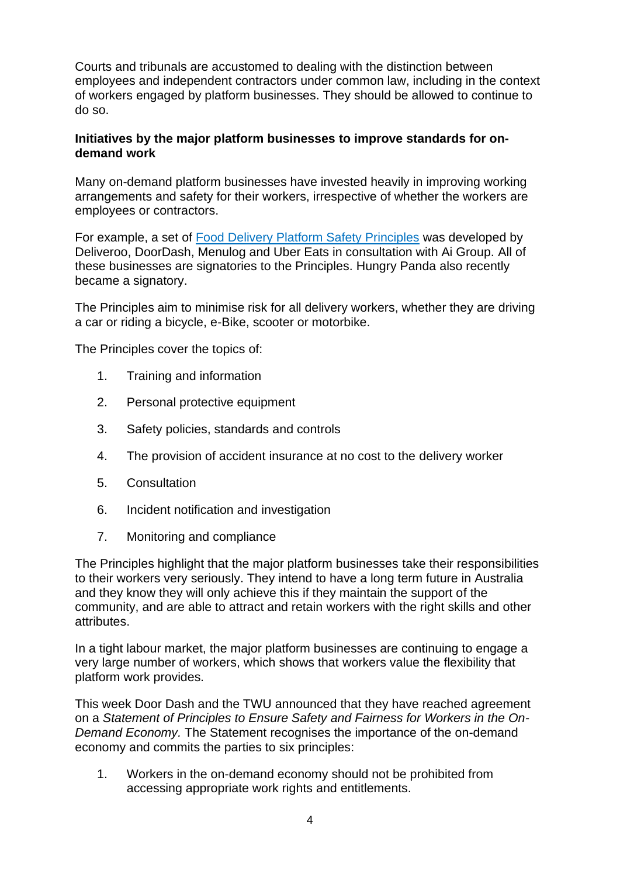Courts and tribunals are accustomed to dealing with the distinction between employees and independent contractors under common law, including in the context of workers engaged by platform businesses. They should be allowed to continue to do so.

**Initiatives by the major platform businesses to improve standards for on-demand work**

Many on-demand platform businesses have invested heavily in improving working arrangements and safety for their workers, irrespective of whether the workers are employees or contractors.

For example, a set of [Food Delivery Platform Safety Principles]() was developed by Deliveroo, DoorDash, Menulog and Uber Eats in consultation with Ai Group. All of these businesses are signatories to the Principles. Hungry Panda also recently became a signatory.

The Principles aim to minimise risk for all delivery workers, whether they are driving a car or riding a bicycle, e-Bike, scooter or motorbike.

The Principles cover the topics of:

1. Training and information
2. Personal protective equipment
3. Safety policies, standards and controls
4. The provision of accident insurance at no cost to the delivery worker
5. Consultation
6. Incident notification and investigation
7. Monitoring and compliance

The Principles highlight that the major platform businesses take their responsibilities to their workers very seriously. They intend to have a long term future in Australia and they know they will only achieve this if they maintain the support of the community, and are able to attract and retain workers with the right skills and other attributes.

In a tight labour market, the major platform businesses are continuing to engage a very large number of workers, which shows that workers value the flexibility that platform work provides.

This week Door Dash and the TWU announced that they have reached agreement on a *Statement of Principles to Ensure Safety and Fairness for Workers in the On-Demand Economy.* The Statement recognises the importance of the on-demand economy and commits the parties to six principles:

1. Workers in the on-demand economy should not be prohibited from accessing appropriate work rights and entitlements.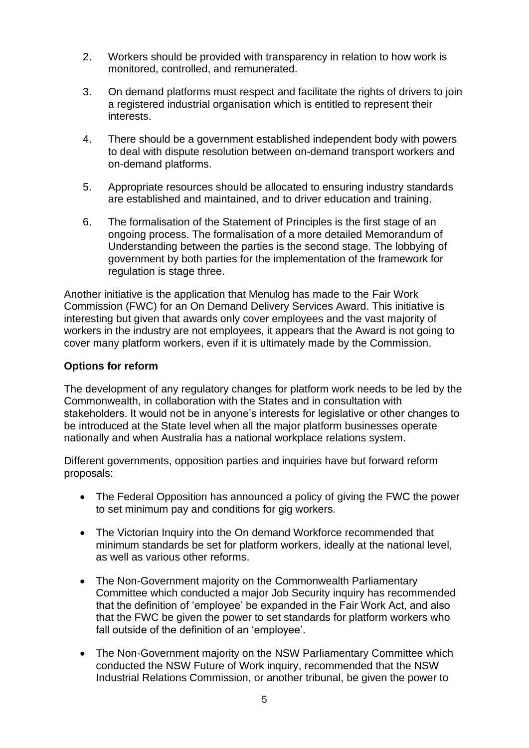2. Workers should be provided with transparency in relation to how work is monitored, controlled, and remunerated.

3. On demand platforms must respect and facilitate the rights of drivers to join a registered industrial organisation which is entitled to represent their interests.

4. There should be a government established independent body with powers to deal with dispute resolution between on-demand transport workers and on-demand platforms.

5. Appropriate resources should be allocated to ensuring industry standards are established and maintained, and to driver education and training.

6. The formalisation of the Statement of Principles is the first stage of an ongoing process. The formalisation of a more detailed Memorandum of Understanding between the parties is the second stage. The lobbying of government by both parties for the implementation of the framework for regulation is stage three.

Another initiative is the application that Menulog has made to the Fair Work Commission (FWC) for an On Demand Delivery Services Award. This initiative is interesting but given that awards only cover employees and the vast majority of workers in the industry are not employees, it appears that the Award is not going to cover many platform workers, even if it is ultimately made by the Commission.

**Options for reform**

The development of any regulatory changes for platform work needs to be led by the Commonwealth, in collaboration with the States and in consultation with stakeholders. It would not be in anyone's interests for legislative or other changes to be introduced at the State level when all the major platform businesses operate nationally and when Australia has a national workplace relations system.

Different governments, opposition parties and inquiries have but forward reform proposals:

- The Federal Opposition has announced a policy of giving the FWC the power to set minimum pay and conditions for gig workers.

- The Victorian Inquiry into the On demand Workforce recommended that minimum standards be set for platform workers, ideally at the national level, as well as various other reforms.

- The Non-Government majority on the Commonwealth Parliamentary Committee which conducted a major Job Security inquiry has recommended that the definition of 'employee' be expanded in the Fair Work Act, and also that the FWC be given the power to set standards for platform workers who fall outside of the definition of an 'employee'.

- The Non-Government majority on the NSW Parliamentary Committee which conducted the NSW Future of Work inquiry, recommended that the NSW Industrial Relations Commission, or another tribunal, be given the power to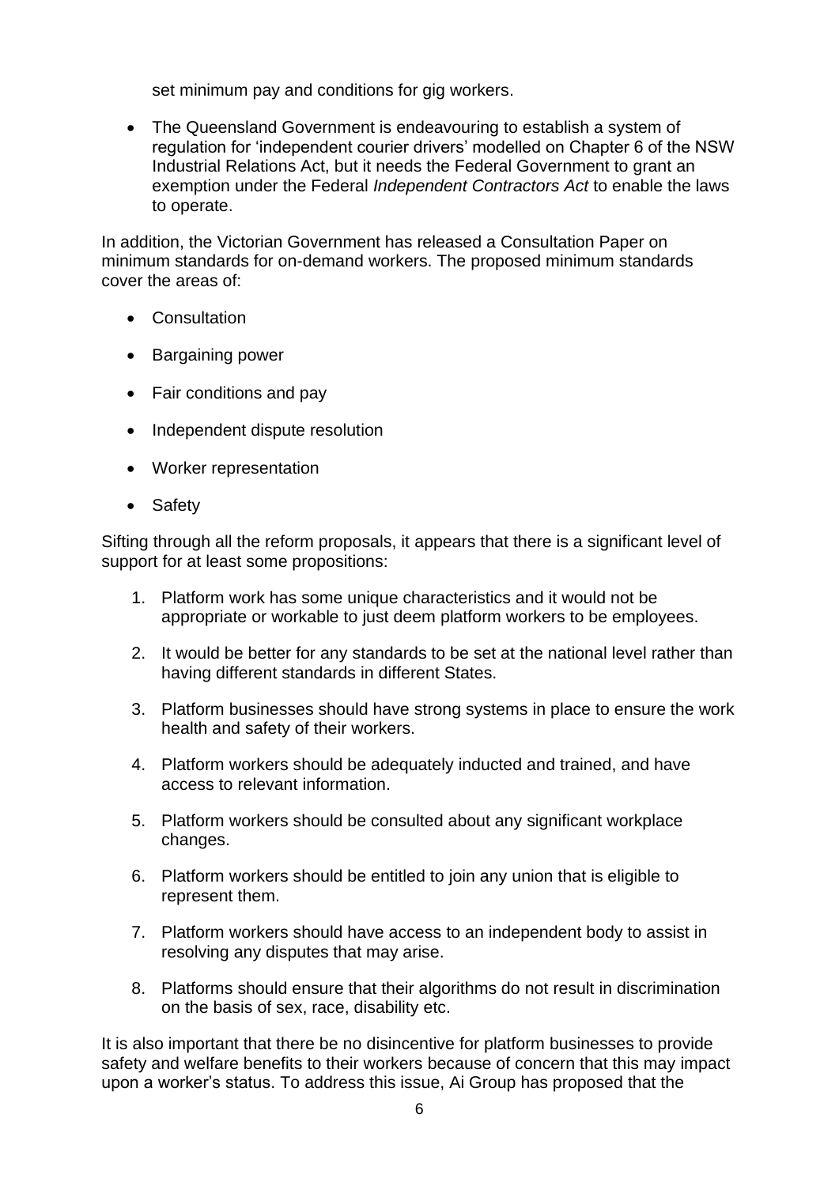set minimum pay and conditions for gig workers.

- The Queensland Government is endeavouring to establish a system of regulation for 'independent courier drivers' modelled on Chapter 6 of the NSW Industrial Relations Act, but it needs the Federal Government to grant an exemption under the Federal *Independent Contractors Act* to enable the laws to operate.

In addition, the Victorian Government has released a Consultation Paper on minimum standards for on-demand workers. The proposed minimum standards cover the areas of:

- Consultation
- Bargaining power
- Fair conditions and pay
- Independent dispute resolution
- Worker representation
- Safety

Sifting through all the reform proposals, it appears that there is a significant level of support for at least some propositions:

1. Platform work has some unique characteristics and it would not be appropriate or workable to just deem platform workers to be employees.
2. It would be better for any standards to be set at the national level rather than having different standards in different States.
3. Platform businesses should have strong systems in place to ensure the work health and safety of their workers.
4. Platform workers should be adequately inducted and trained, and have access to relevant information.
5. Platform workers should be consulted about any significant workplace changes.
6. Platform workers should be entitled to join any union that is eligible to represent them.
7. Platform workers should have access to an independent body to assist in resolving any disputes that may arise.
8. Platforms should ensure that their algorithms do not result in discrimination on the basis of sex, race, disability etc.

It is also important that there be no disincentive for platform businesses to provide safety and welfare benefits to their workers because of concern that this may impact upon a worker's status. To address this issue, Ai Group has proposed that the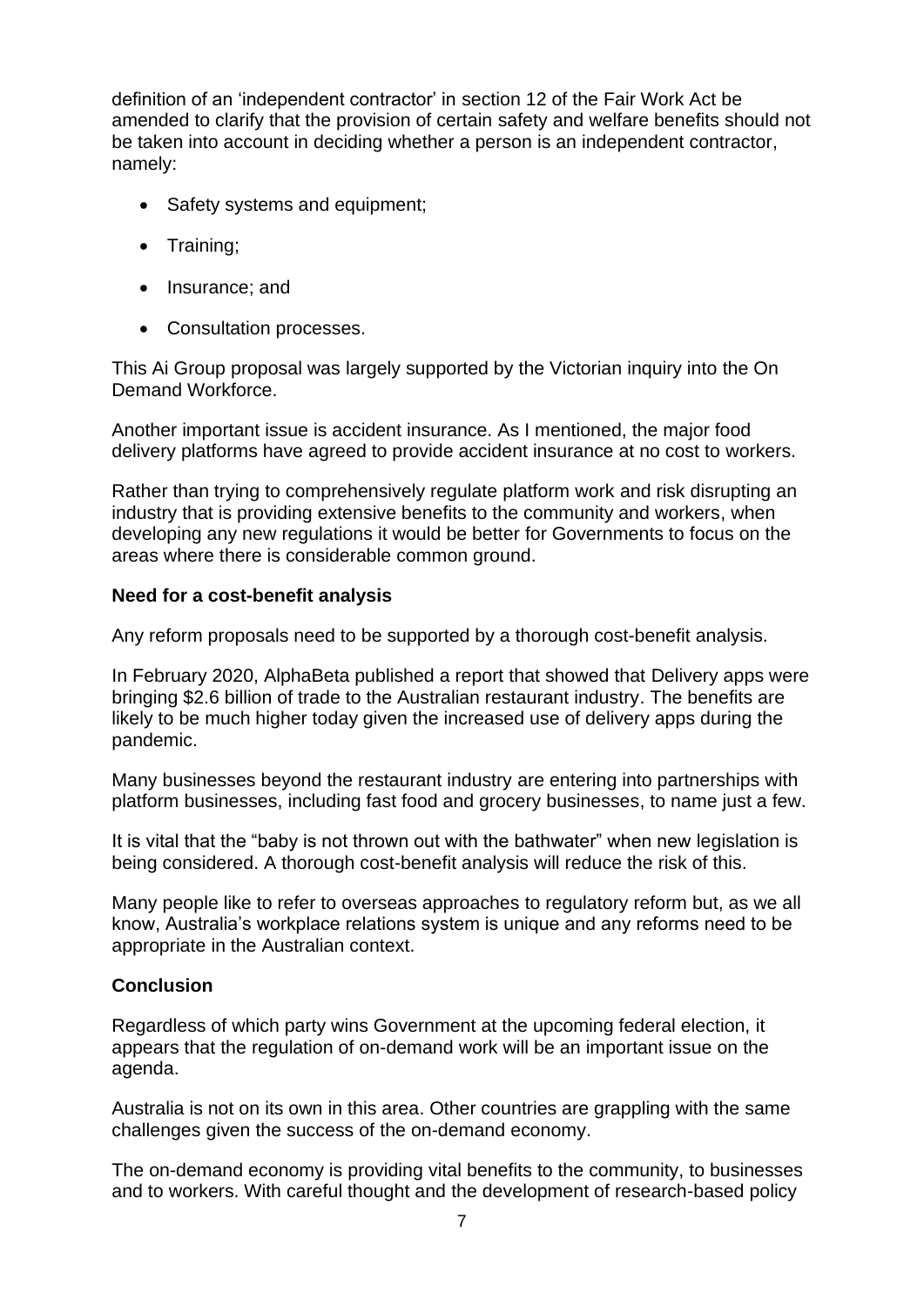definition of an 'independent contractor' in section 12 of the Fair Work Act be amended to clarify that the provision of certain safety and welfare benefits should not be taken into account in deciding whether a person is an independent contractor, namely:

- Safety systems and equipment;
- Training;
- Insurance; and
- Consultation processes.

This Ai Group proposal was largely supported by the Victorian inquiry into the On Demand Workforce.

Another important issue is accident insurance. As I mentioned, the major food delivery platforms have agreed to provide accident insurance at no cost to workers.

Rather than trying to comprehensively regulate platform work and risk disrupting an industry that is providing extensive benefits to the community and workers, when developing any new regulations it would be better for Governments to focus on the areas where there is considerable common ground.

**Need for a cost-benefit analysis**

Any reform proposals need to be supported by a thorough cost-benefit analysis.

In February 2020, AlphaBeta published a report that showed that Delivery apps were bringing $2.6 billion of trade to the Australian restaurant industry. The benefits are likely to be much higher today given the increased use of delivery apps during the pandemic.

Many businesses beyond the restaurant industry are entering into partnerships with platform businesses, including fast food and grocery businesses, to name just a few.

It is vital that the "baby is not thrown out with the bathwater" when new legislation is being considered. A thorough cost-benefit analysis will reduce the risk of this.

Many people like to refer to overseas approaches to regulatory reform but, as we all know, Australia's workplace relations system is unique and any reforms need to be appropriate in the Australian context.

**Conclusion**

Regardless of which party wins Government at the upcoming federal election, it appears that the regulation of on-demand work will be an important issue on the agenda.

Australia is not on its own in this area. Other countries are grappling with the same challenges given the success of the on-demand economy.

The on-demand economy is providing vital benefits to the community, to businesses and to workers. With careful thought and the development of research-based policy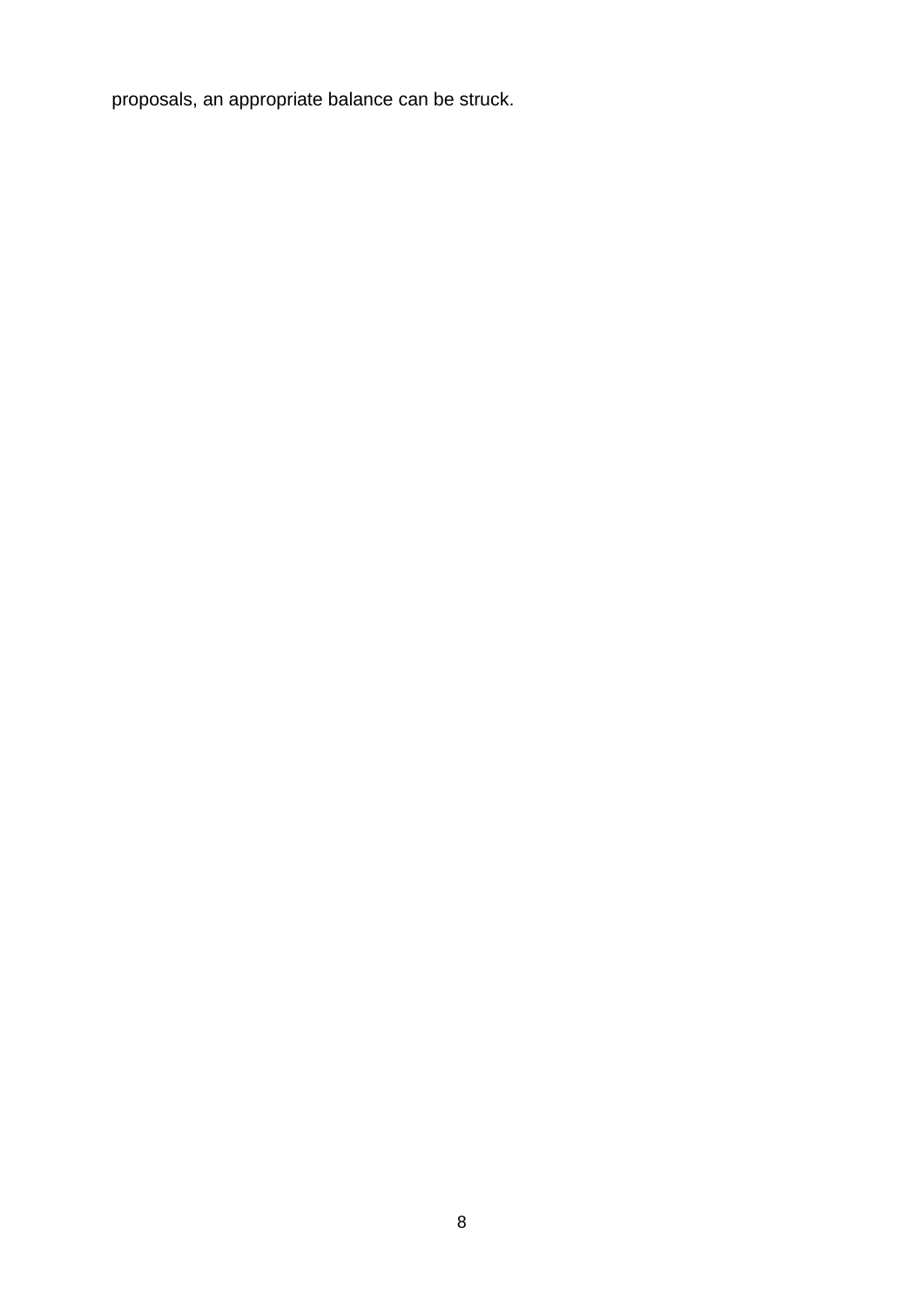proposals, an appropriate balance can be struck.